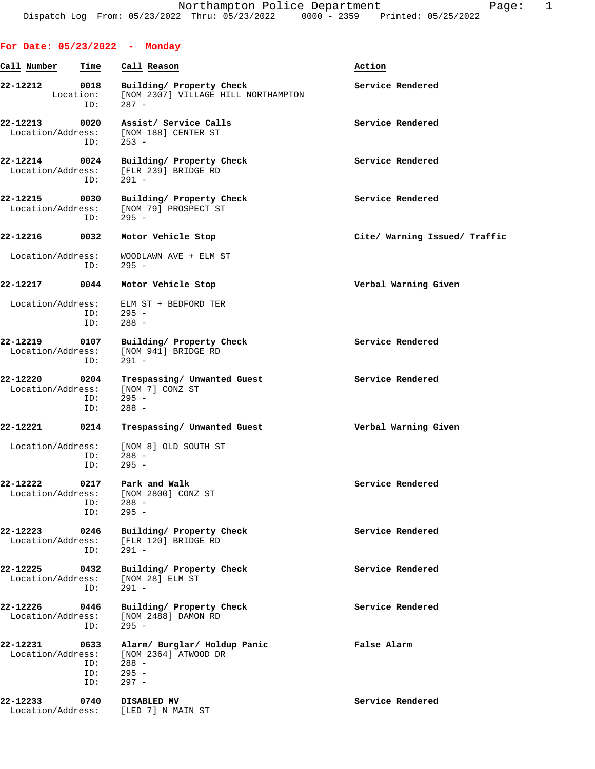Dispatch Log From: 05/23/2022 Thru: 05/23/2022 0000 - 2359 Printed: 05/25/2022

## For Date: 05/23/2022 - Monday

| Call Number | Time | Call Reason | Action |
|---|---|---|---|
| 22-12212 | 0018 | Building/ Property Check | Service Rendered |
| | Location: | [NOM 2307] VILLAGE HILL NORTHAMPTON | |
| | ID: | 287 - | |
| 22-12213 | 0020 | Assist/ Service Calls | Service Rendered |
| | Location/Address: | [NOM 188] CENTER ST | |
| | ID: | 253 - | |
| 22-12214 | 0024 | Building/ Property Check | Service Rendered |
| | Location/Address: | [FLR 239] BRIDGE RD | |
| | ID: | 291 - | |
| 22-12215 | 0030 | Building/ Property Check | Service Rendered |
| | Location/Address: | [NOM 79] PROSPECT ST | |
| | ID: | 295 - | |
| 22-12216 | 0032 | Motor Vehicle Stop | Cite/ Warning Issued/ Traffic |
| | Location/Address: | WOODLAWN AVE + ELM ST | |
| | ID: | 295 - | |
| 22-12217 | 0044 | Motor Vehicle Stop | Verbal Warning Given |
| | Location/Address: | ELM ST + BEDFORD TER | |
| | ID: | 295 - | |
| | ID: | 288 - | |
| 22-12219 | 0107 | Building/ Property Check | Service Rendered |
| | Location/Address: | [NOM 941] BRIDGE RD | |
| | ID: | 291 - | |
| 22-12220 | 0204 | Trespassing/ Unwanted Guest | Service Rendered |
| | Location/Address: | [NOM 7] CONZ ST | |
| | ID: | 295 - | |
| | ID: | 288 - | |
| 22-12221 | 0214 | Trespassing/ Unwanted Guest | Verbal Warning Given |
| | Location/Address: | [NOM 8] OLD SOUTH ST | |
| | ID: | 288 - | |
| | ID: | 295 - | |
| 22-12222 | 0217 | Park and Walk | Service Rendered |
| | Location/Address: | [NOM 2800] CONZ ST | |
| | ID: | 288 - | |
| | ID: | 295 - | |
| 22-12223 | 0246 | Building/ Property Check | Service Rendered |
| | Location/Address: | [FLR 120] BRIDGE RD | |
| | ID: | 291 - | |
| 22-12225 | 0432 | Building/ Property Check | Service Rendered |
| | Location/Address: | [NOM 28] ELM ST | |
| | ID: | 291 - | |
| 22-12226 | 0446 | Building/ Property Check | Service Rendered |
| | Location/Address: | [NOM 2488] DAMON RD | |
| | ID: | 295 - | |
| 22-12231 | 0633 | Alarm/ Burglar/ Holdup Panic | False Alarm |
| | Location/Address: | [NOM 2364] ATWOOD DR | |
| | ID: | 288 - | |
| | ID: | 295 - | |
| | ID: | 297 - | |
| 22-12233 | 0740 | DISABLED MV | Service Rendered |
| | Location/Address: | [LED 7] N MAIN ST | |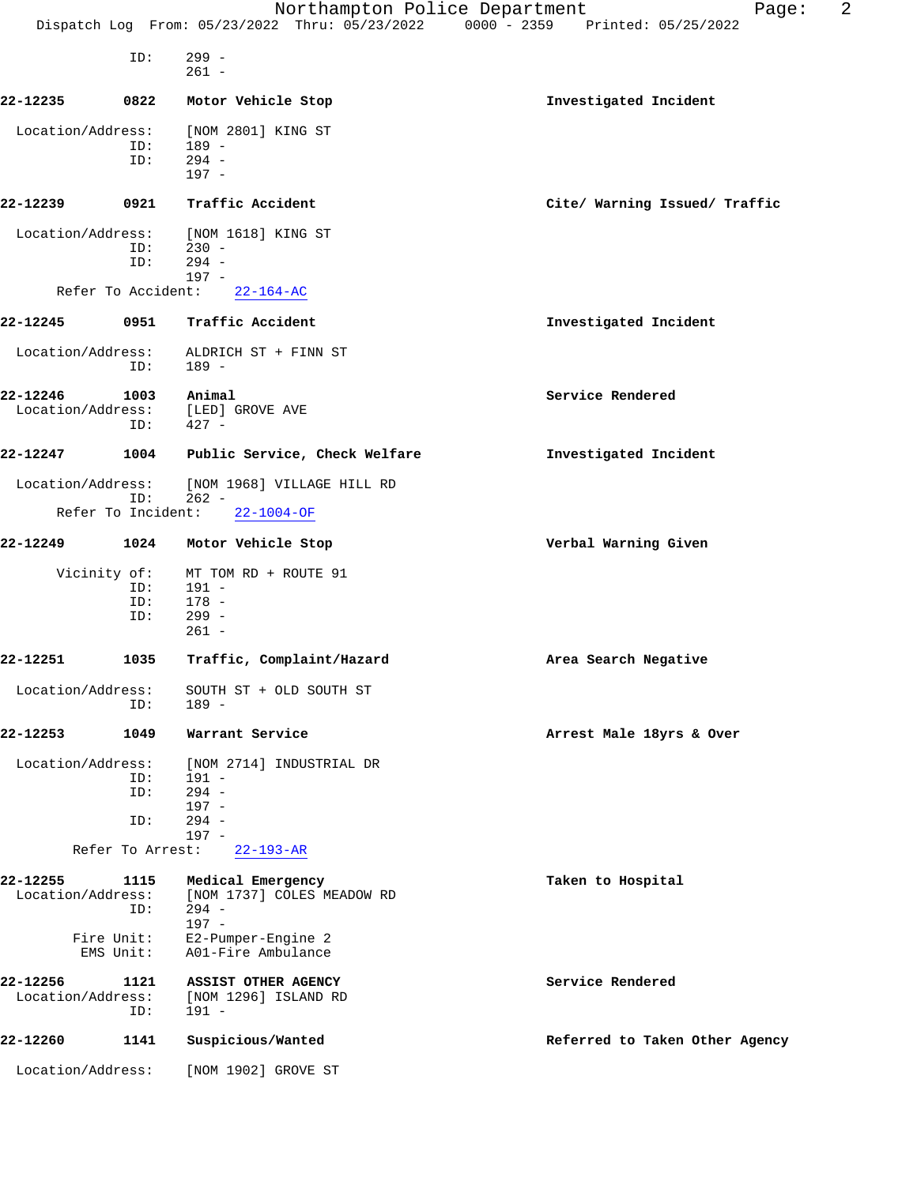ID: 299 -
261 -

**22-12235** **0822** **Motor Vehicle Stop** **Investigated Incident**

Location/Address: [NOM 2801] KING ST
ID: 189 -
ID: 294 -
197 -

**22-12239** **0921** **Traffic Accident** **Cite/ Warning Issued/ Traffic**

Location/Address: [NOM 1618] KING ST
ID: 230 -
ID: 294 -
197 -
Refer To Accident: 22-164-AC

**22-12245** **0951** **Traffic Accident** **Investigated Incident**

Location/Address: ALDRICH ST + FINN ST
ID: 189 -

**22-12246** **1003** **Animal** **Service Rendered**
Location/Address: [LED] GROVE AVE
ID: 427 -

**22-12247** **1004** **Public Service, Check Welfare** **Investigated Incident**

Location/Address: [NOM 1968] VILLAGE HILL RD
ID: 262 -
Refer To Incident: 22-1004-OF

**22-12249** **1024** **Motor Vehicle Stop** **Verbal Warning Given**

Vicinity of: MT TOM RD + ROUTE 91
ID: 191 -
ID: 178 -
ID: 299 -
261 -

**22-12251** **1035** **Traffic, Complaint/Hazard** **Area Search Negative**

Location/Address: SOUTH ST + OLD SOUTH ST
ID: 189 -

**22-12253** **1049** **Warrant Service** **Arrest Male 18yrs & Over**

Location/Address: [NOM 2714] INDUSTRIAL DR
ID: 191 -
ID: 294 -
197 -
ID: 294 -
197 -
Refer To Arrest: 22-193-AR

**22-12255** **1115** **Medical Emergency** **Taken to Hospital**
Location/Address: [NOM 1737] COLES MEADOW RD
ID: 294 -
197 -
Fire Unit: E2-Pumper-Engine 2
EMS Unit: A01-Fire Ambulance

**22-12256** **1121** **ASSIST OTHER AGENCY** **Service Rendered**
Location/Address: [NOM 1296] ISLAND RD
ID: 191 -

**22-12260** **1141** **Suspicious/Wanted** **Referred to Taken Other Agency**

Location/Address: [NOM 1902] GROVE ST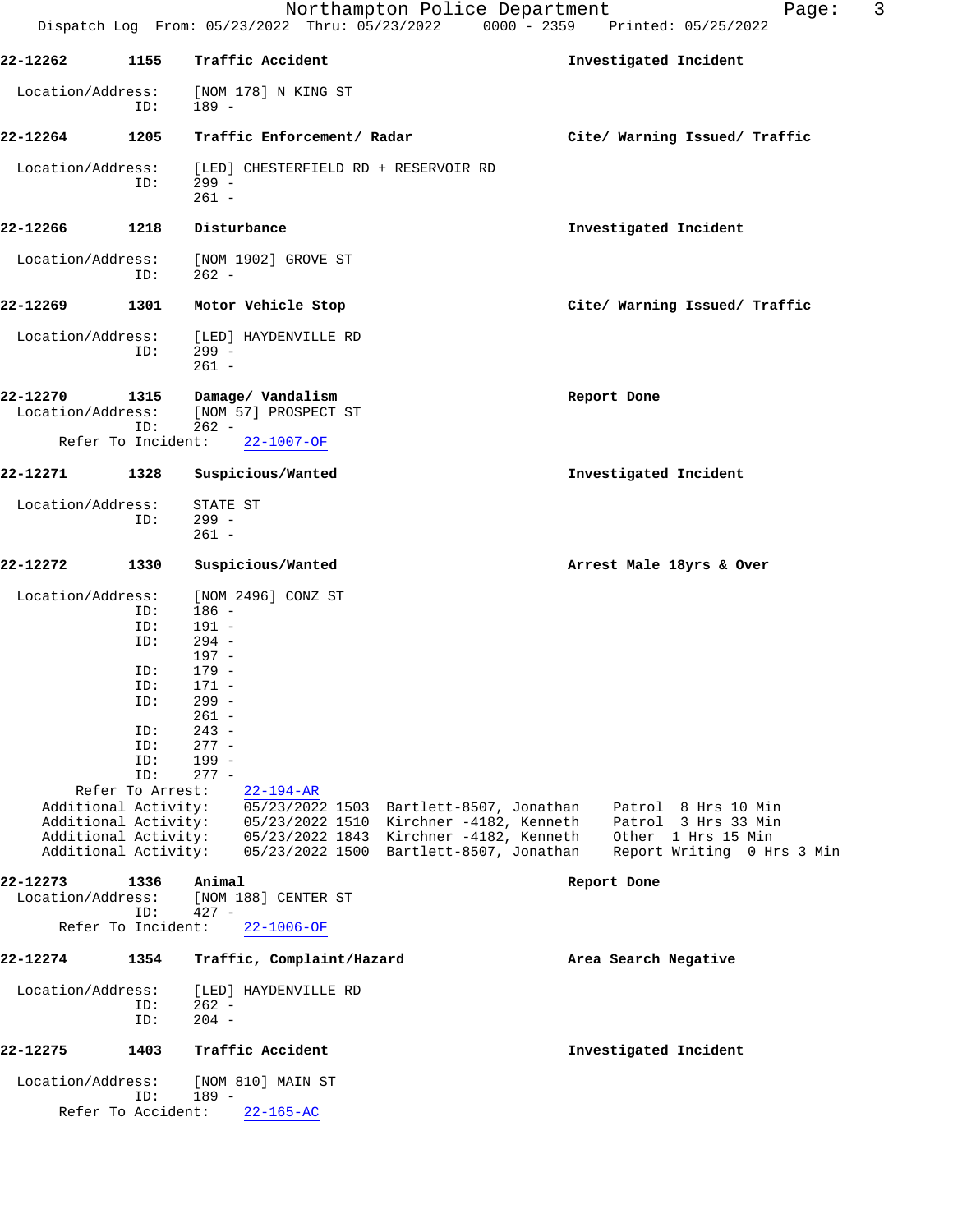**22-12262** 1155 **Traffic Accident** **Investigated Incident**

Location/Address: [NOM 178] N KING ST
ID: 189 -

**22-12264** 1205 **Traffic Enforcement/ Radar** **Cite/ Warning Issued/ Traffic**

Location/Address: [LED] CHESTERFIELD RD + RESERVOIR RD
ID: 299 -
261 -

**22-12266** 1218 **Disturbance** **Investigated Incident**

Location/Address: [NOM 1902] GROVE ST
ID: 262 -

**22-12269** 1301 **Motor Vehicle Stop** **Cite/ Warning Issued/ Traffic**

Location/Address: [LED] HAYDENVILLE RD
ID: 299 -
261 -

**22-12270** 1315 **Damage/ Vandalism** **Report Done**
Location/Address: [NOM 57] PROSPECT ST
ID: 262 -
Refer To Incident: 22-1007-OF

**22-12271** 1328 **Suspicious/Wanted** **Investigated Incident**

Location/Address: STATE ST
ID: 299 -
261 -

**22-12272** 1330 **Suspicious/Wanted** **Arrest Male 18yrs & Over**

Location/Address: [NOM 2496] CONZ ST
ID: 186 -
ID: 191 -
ID: 294 -
197 -
ID: 179 -
ID: 171 -
ID: 299 -
261 -
ID: 243 -
ID: 277 -
ID: 199 -
ID: 277 -
Refer To Arrest: 22-194-AR

| | | | | |
|---|---|---|---|---|
| Additional Activity: | 05/23/2022 1503 | Bartlett-8507, Jonathan | Patrol | 8 Hrs 10 Min |
| Additional Activity: | 05/23/2022 1510 | Kirchner -4182, Kenneth | Patrol | 3 Hrs 33 Min |
| Additional Activity: | 05/23/2022 1843 | Kirchner -4182, Kenneth | Other | 1 Hrs 15 Min |
| Additional Activity: | 05/23/2022 1500 | Bartlett-8507, Jonathan | Report Writing | 0 Hrs 3 Min |

**22-12273** 1336 **Animal** **Report Done**
Location/Address: [NOM 188] CENTER ST
ID: 427 -
Refer To Incident: 22-1006-OF

**22-12274** 1354 **Traffic, Complaint/Hazard** **Area Search Negative**

Location/Address: [LED] HAYDENVILLE RD
ID: 262 -
ID: 204 -

**22-12275** 1403 **Traffic Accident** **Investigated Incident**

Location/Address: [NOM 810] MAIN ST
ID: 189 -
Refer To Accident: 22-165-AC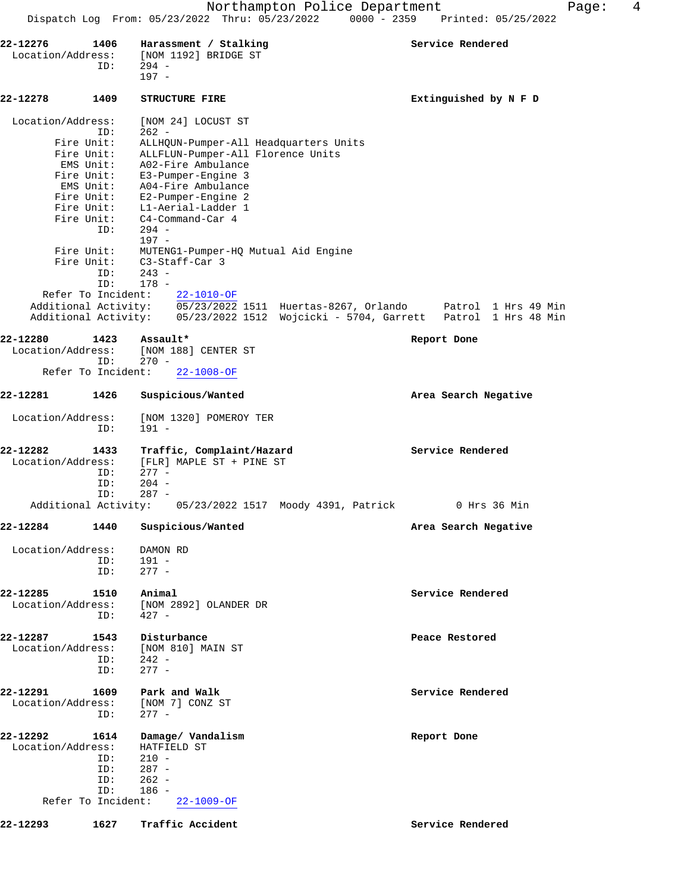**22-12276** **1406** **Harassment / Stalking** **Service Rendered**

Location/Address: [NOM 1192] BRIDGE ST
ID: 294 -
197 -

**22-12278** **1409** **STRUCTURE FIRE** **Extinguished by N F D**

Location/Address: [NOM 24] LOCUST ST
ID: 262 -
Fire Unit: ALLHQUN-Pumper-All Headquarters Units
Fire Unit: ALLFLUN-Pumper-All Florence Units
EMS Unit: A02-Fire Ambulance
Fire Unit: E3-Pumper-Engine 3
EMS Unit: A04-Fire Ambulance
Fire Unit: E2-Pumper-Engine 2
Fire Unit: L1-Aerial-Ladder 1
Fire Unit: C4-Command-Car 4
ID: 294 -
197 -
Fire Unit: MUTENG1-Pumper-HQ Mutual Aid Engine
Fire Unit: C3-Staff-Car 3
ID: 243 -
ID: 178 -
Refer To Incident: 22-1010-OF
Additional Activity: 05/23/2022 1511 Huertas-8267, Orlando Patrol 1 Hrs 49 Min
Additional Activity: 05/23/2022 1512 Wojcicki - 5704, Garrett Patrol 1 Hrs 48 Min

**22-12280** **1423** **Assault*** **Report Done**

Location/Address: [NOM 188] CENTER ST
ID: 270 -
Refer To Incident: 22-1008-OF

**22-12281** **1426** **Suspicious/Wanted** **Area Search Negative**

Location/Address: [NOM 1320] POMEROY TER
ID: 191 -

**22-12282** **1433** **Traffic, Complaint/Hazard** **Service Rendered**

Location/Address: [FLR] MAPLE ST + PINE ST
ID: 277 -
ID: 204 -
ID: 287 -
Additional Activity: 05/23/2022 1517 Moody 4391, Patrick 0 Hrs 36 Min

**22-12284** **1440** **Suspicious/Wanted** **Area Search Negative**

Location/Address: DAMON RD
ID: 191 -
ID: 277 -

**22-12285** **1510** **Animal** **Service Rendered**

Location/Address: [NOM 2892] OLANDER DR
ID: 427 -

**22-12287** **1543** **Disturbance** **Peace Restored**

Location/Address: [NOM 810] MAIN ST
ID: 242 -
ID: 277 -

**22-12291** **1609** **Park and Walk** **Service Rendered**

Location/Address: [NOM 7] CONZ ST
ID: 277 -

**22-12292** **1614** **Damage/ Vandalism** **Report Done**

Location/Address: HATFIELD ST
ID: 210 -
ID: 287 -
ID: 262 -
ID: 186 -
Refer To Incident: 22-1009-OF

**22-12293** **1627** **Traffic Accident** **Service Rendered**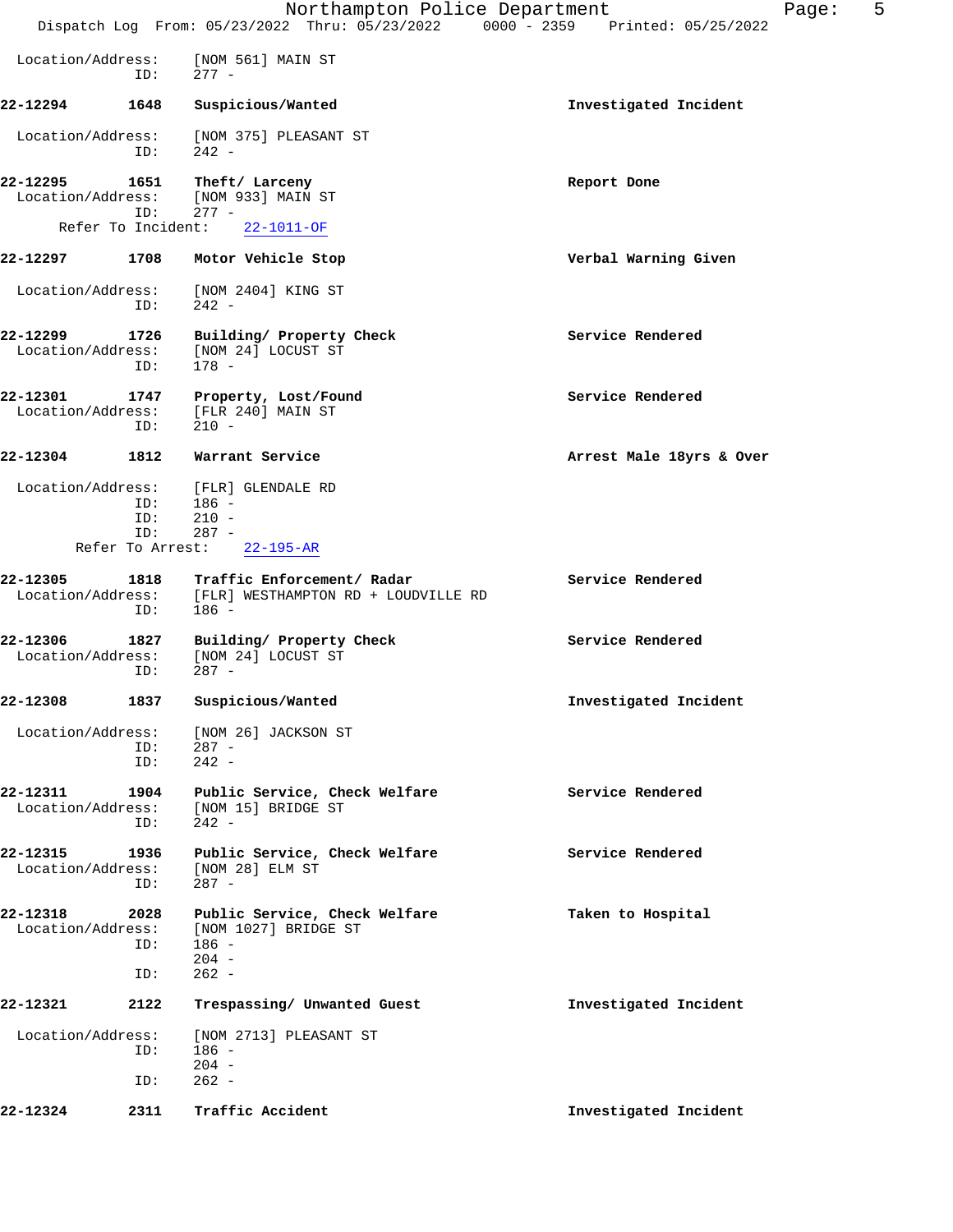Location/Address: [NOM 561] MAIN ST
ID: 277 -

**22-12294 1648 Suspicious/Wanted** — Investigated Incident

Location/Address: [NOM 375] PLEASANT ST
ID: 242 -

**22-12295 1651 Theft/ Larceny** — Report Done

Location/Address: [NOM 933] MAIN ST
ID: 277 -
Refer To Incident: 22-1011-OF

**22-12297 1708 Motor Vehicle Stop** — Verbal Warning Given

Location/Address: [NOM 2404] KING ST
ID: 242 -

**22-12299 1726 Building/ Property Check** — Service Rendered

Location/Address: [NOM 24] LOCUST ST
ID: 178 -

**22-12301 1747 Property, Lost/Found** — Service Rendered

Location/Address: [FLR 240] MAIN ST
ID: 210 -

**22-12304 1812 Warrant Service** — Arrest Male 18yrs & Over

Location/Address: [FLR] GLENDALE RD
ID: 186 -
ID: 210 -
ID: 287 -
Refer To Arrest: 22-195-AR

**22-12305 1818 Traffic Enforcement/ Radar** — Service Rendered

Location/Address: [FLR] WESTHAMPTON RD + LOUDVILLE RD
ID: 186 -

**22-12306 1827 Building/ Property Check** — Service Rendered

Location/Address: [NOM 24] LOCUST ST
ID: 287 -

**22-12308 1837 Suspicious/Wanted** — Investigated Incident

Location/Address: [NOM 26] JACKSON ST
ID: 287 -
ID: 242 -

**22-12311 1904 Public Service, Check Welfare** — Service Rendered

Location/Address: [NOM 15] BRIDGE ST
ID: 242 -

**22-12315 1936 Public Service, Check Welfare** — Service Rendered

Location/Address: [NOM 28] ELM ST
ID: 287 -

**22-12318 2028 Public Service, Check Welfare** — Taken to Hospital

Location/Address: [NOM 1027] BRIDGE ST
ID: 186 -
204 -
ID: 262 -

**22-12321 2122 Trespassing/ Unwanted Guest** — Investigated Incident

Location/Address: [NOM 2713] PLEASANT ST
ID: 186 -
204 -
ID: 262 -

**22-12324 2311 Traffic Accident** — Investigated Incident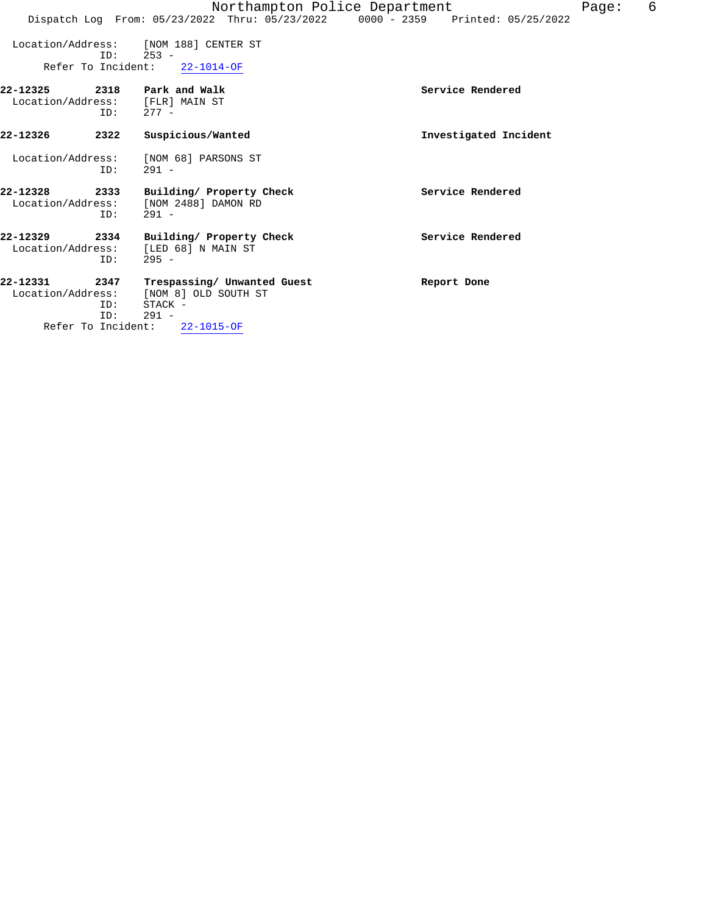Location/Address: [NOM 188] CENTER ST
ID: 253 -
Refer To Incident: 22-1014-OF

**22-12325 2318 Park and Walk** **Service Rendered**
Location/Address: [FLR] MAIN ST
ID: 277 -

**22-12326 2322 Suspicious/Wanted** **Investigated Incident**
Location/Address: [NOM 68] PARSONS ST
ID: 291 -

**22-12328 2333 Building/ Property Check** **Service Rendered**
Location/Address: [NOM 2488] DAMON RD
ID: 291 -

**22-12329 2334 Building/ Property Check** **Service Rendered**
Location/Address: [LED 68] N MAIN ST
ID: 295 -

**22-12331 2347 Trespassing/ Unwanted Guest** **Report Done**
Location/Address: [NOM 8] OLD SOUTH ST
ID: STACK -
ID: 291 -
Refer To Incident: 22-1015-OF